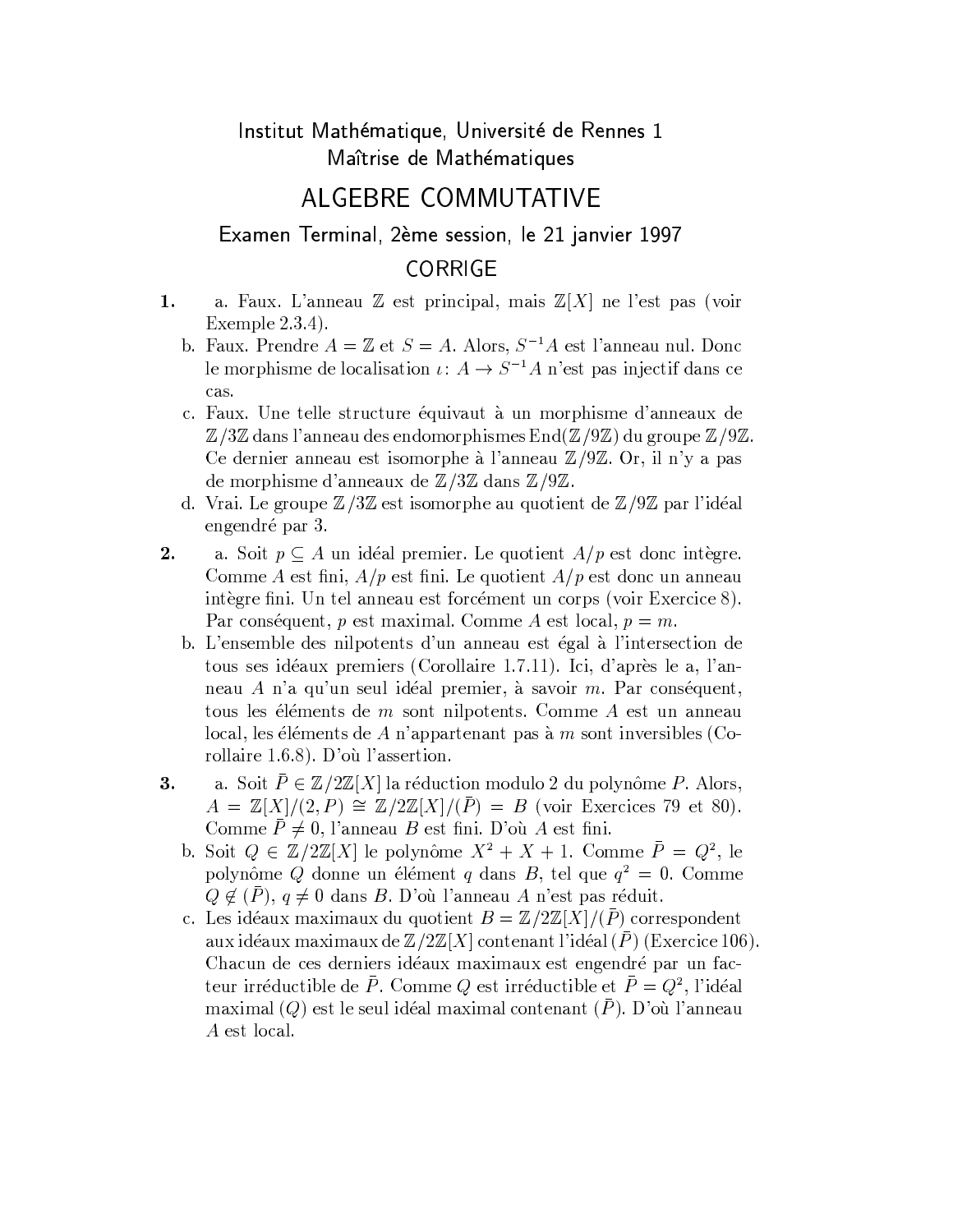Institut Mathématique, Université de Rennes 1
Maîtrise de Mathématiques

# ALGEBRE COMMUTATIVE

## Examen Terminal, 2ème session, le 21 janvier 1997

## CORRIGE

**1.** a. Faux. L'anneau $\mathbb{Z}$ est principal, mais $\mathbb{Z}[X]$ ne l'est pas (voir Exemple 2.3.4).

b. Faux. Prendre $A = \mathbb{Z}$ et $S = A$. Alors, $S^{-1}A$ est l'anneau nul. Donc le morphisme de localisation $\iota\colon A \to S^{-1}A$ n'est pas injectif dans ce cas.

c. Faux. Une telle structure équivaut à un morphisme d'anneaux de $\mathbb{Z}/3\mathbb{Z}$ dans l'anneau des endomorphismes $\mathrm{End}(\mathbb{Z}/9\mathbb{Z})$ du groupe $\mathbb{Z}/9\mathbb{Z}$. Ce dernier anneau est isomorphe à l'anneau $\mathbb{Z}/9\mathbb{Z}$. Or, il n'y a pas de morphisme d'anneaux de $\mathbb{Z}/3\mathbb{Z}$ dans $\mathbb{Z}/9\mathbb{Z}$.

d. Vrai. Le groupe $\mathbb{Z}/3\mathbb{Z}$ est isomorphe au quotient de $\mathbb{Z}/9\mathbb{Z}$ par l'idéal engendré par 3.

**2.** a. Soit $p \subseteq A$ un idéal premier. Le quotient $A/p$ est donc intègre. Comme $A$ est fini, $A/p$ est fini. Le quotient $A/p$ est donc un anneau intègre fini. Un tel anneau est forcément un corps (voir Exercice 8). Par conséquent, $p$ est maximal. Comme $A$ est local, $p = m$.

b. L'ensemble des nilpotents d'un anneau est égal à l'intersection de tous ses idéaux premiers (Corollaire 1.7.11). Ici, d'après le a, l'anneau $A$ n'a qu'un seul idéal premier, à savoir $m$. Par conséquent, tous les éléments de $m$ sont nilpotents. Comme $A$ est un anneau local, les éléments de $A$ n'appartenant pas à $m$ sont inversibles (Corollaire 1.6.8). D'où l'assertion.

**3.** a. Soit $\bar{P} \in \mathbb{Z}/2\mathbb{Z}[X]$ la réduction modulo 2 du polynôme $P$. Alors, $A = \mathbb{Z}[X]/(2, P) \cong \mathbb{Z}/2\mathbb{Z}[X]/(\bar{P}) = B$ (voir Exercices 79 et 80). Comme $\bar{P} \neq 0$, l'anneau $B$ est fini. D'où $A$ est fini.

b. Soit $Q \in \mathbb{Z}/2\mathbb{Z}[X]$ le polynôme $X^2 + X + 1$. Comme $\bar{P} = Q^2$, le polynôme $Q$ donne un élément $q$ dans $B$, tel que $q^2 = 0$. Comme $Q \notin (\bar{P})$, $q \neq 0$ dans $B$. D'où l'anneau $A$ n'est pas réduit.

c. Les idéaux maximaux du quotient $B = \mathbb{Z}/2\mathbb{Z}[X]/(\bar{P})$ correspondent aux idéaux maximaux de $\mathbb{Z}/2\mathbb{Z}[X]$ contenant l'idéal $(\bar{P})$ (Exercice 106). Chacun de ces derniers idéaux maximaux est engendré par un facteur irréductible de $\bar{P}$. Comme $Q$ est irréductible et $\bar{P} = Q^2$, l'idéal maximal $(Q)$ est le seul idéal maximal contenant $(\bar{P})$. D'où l'anneau $A$ est local.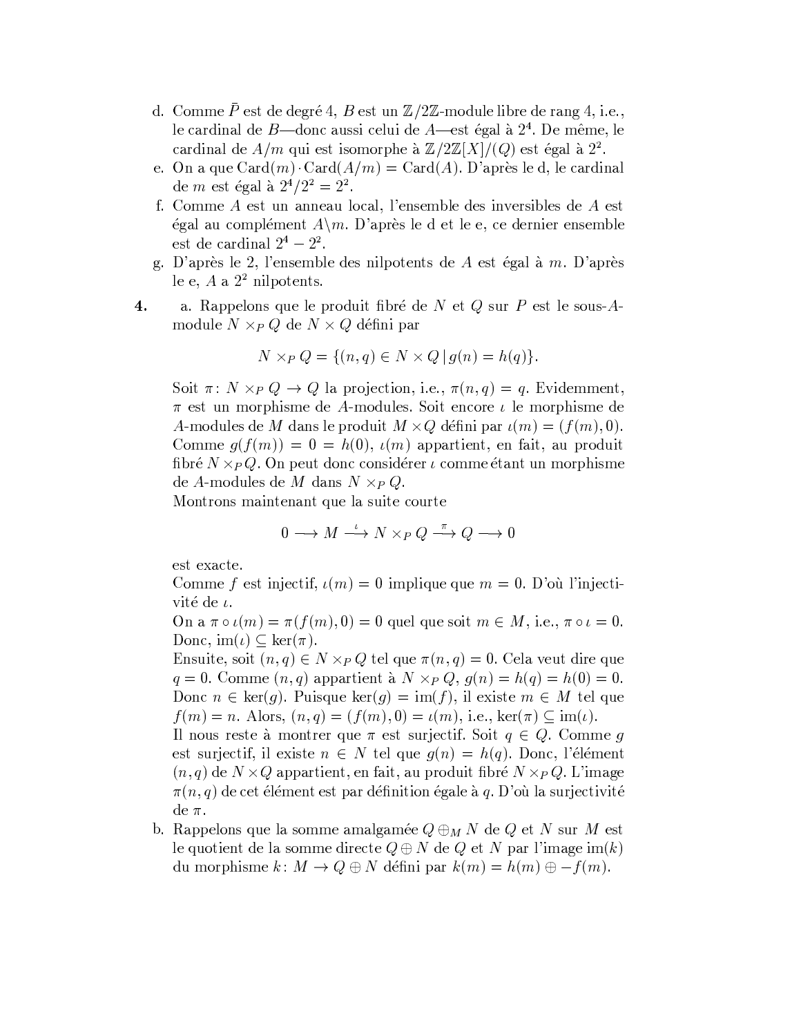d. Comme $\bar{P}$ est de degré 4, $B$ est un $\mathbb{Z}/2\mathbb{Z}$-module libre de rang 4, i.e., le cardinal de $B$—donc aussi celui de $A$—est égal à $2^4$. De même, le cardinal de $A/m$ qui est isomorphe à $\mathbb{Z}/2\mathbb{Z}[X]/(Q)$ est égal à $2^2$.

e. On a que $\mathrm{Card}(m) \cdot \mathrm{Card}(A/m) = \mathrm{Card}(A)$. D'après le d, le cardinal de $m$ est égal à $2^4/2^2 = 2^2$.

f. Comme $A$ est un anneau local, l'ensemble des inversibles de $A$ est égal au complément $A \backslash m$. D'après le d et le e, ce dernier ensemble est de cardinal $2^4 - 2^2$.

g. D'après le 2, l'ensemble des nilpotents de $A$ est égal à $m$. D'après le e, $A$ a $2^2$ nilpotents.

**4.** a. Rappelons que le produit fibré de $N$ et $Q$ sur $P$ est le sous-$A$-module $N \times_P Q$ de $N \times Q$ défini par

$$N \times_P Q = \{(n, q) \in N \times Q \mid g(n) = h(q)\}.$$

Soit $\pi\colon N \times_P Q \to Q$ la projection, i.e., $\pi(n, q) = q$. Evidemment, $\pi$ est un morphisme de $A$-modules. Soit encore $\iota$ le morphisme de $A$-modules de $M$ dans le produit $M \times Q$ défini par $\iota(m) = (f(m), 0)$. Comme $g(f(m)) = 0 = h(0)$, $\iota(m)$ appartient, en fait, au produit fibré $N \times_P Q$. On peut donc considérer $\iota$ comme étant un morphisme de $A$-modules de $M$ dans $N \times_P Q$.

Montrons maintenant que la suite courte

$$0 \longrightarrow M \xrightarrow{\ \iota\ } N \times_P Q \xrightarrow{\ \pi\ } Q \longrightarrow 0$$

est exacte.

Comme $f$ est injectif, $\iota(m) = 0$ implique que $m = 0$. D'où l'injectivité de $\iota$.

On a $\pi \circ \iota(m) = \pi(f(m), 0) = 0$ quel que soit $m \in M$, i.e., $\pi \circ \iota = 0$. Donc, $\mathrm{im}(\iota) \subseteq \ker(\pi)$.

Ensuite, soit $(n, q) \in N \times_P Q$ tel que $\pi(n, q) = 0$. Cela veut dire que $q = 0$. Comme $(n, q)$ appartient à $N \times_P Q$, $g(n) = h(q) = h(0) = 0$. Donc $n \in \ker(g)$. Puisque $\ker(g) = \mathrm{im}(f)$, il existe $m \in M$ tel que $f(m) = n$. Alors, $(n, q) = (f(m), 0) = \iota(m)$, i.e., $\ker(\pi) \subseteq \mathrm{im}(\iota)$.

Il nous reste à montrer que $\pi$ est surjectif. Soit $q \in Q$. Comme $g$ est surjectif, il existe $n \in N$ tel que $g(n) = h(q)$. Donc, l'élément $(n, q)$ de $N \times Q$ appartient, en fait, au produit fibré $N \times_P Q$. L'image $\pi(n, q)$ de cet élément est par définition égale à $q$. D'où la surjectivité de $\pi$.

b. Rappelons que la somme amalgamée $Q \oplus_M N$ de $Q$ et $N$ sur $M$ est le quotient de la somme directe $Q \oplus N$ de $Q$ et $N$ par l'image $\mathrm{im}(k)$ du morphisme $k\colon M \to Q \oplus N$ défini par $k(m) = h(m) \oplus -f(m)$.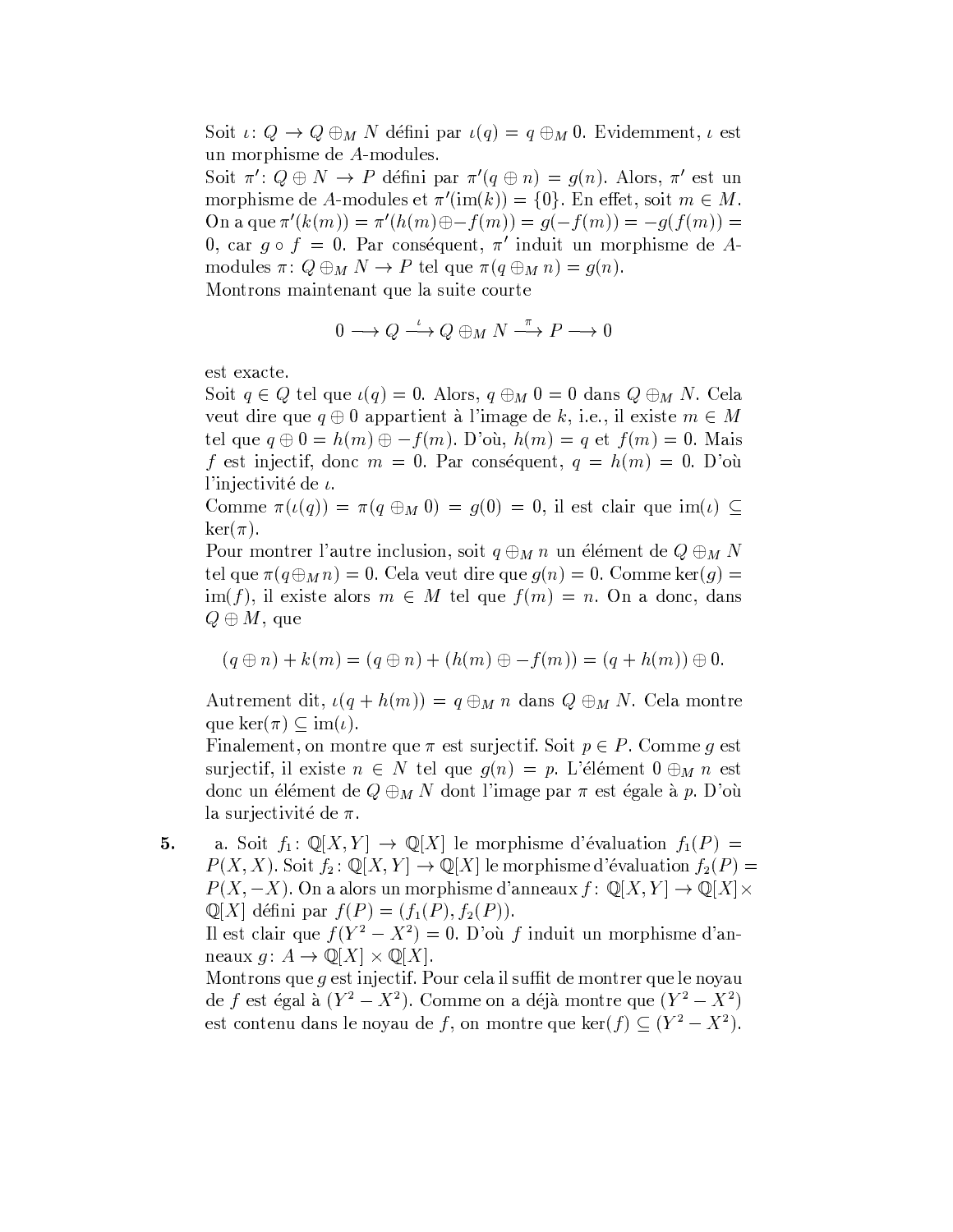Soit $\iota\colon Q \to Q \oplus_M N$ défini par $\iota(q) = q \oplus_M 0$. Evidemment, $\iota$ est un morphisme de $A$-modules.

Soit $\pi'\colon Q \oplus N \to P$ défini par $\pi'(q \oplus n) = g(n)$. Alors, $\pi'$ est un morphisme de $A$-modules et $\pi'(\mathrm{im}(k)) = \{0\}$. En effet, soit $m \in M$. On a que $\pi'(k(m)) = \pi'(h(m) \oplus -f(m)) = g(-f(m)) = -g(f(m)) = 0$, car $g \circ f = 0$. Par conséquent, $\pi'$ induit un morphisme de $A$-modules $\pi\colon Q \oplus_M N \to P$ tel que $\pi(q \oplus_M n) = g(n)$.

Montrons maintenant que la suite courte

$$0 \longrightarrow Q \xrightarrow{\iota} Q \oplus_M N \xrightarrow{\pi} P \longrightarrow 0$$

est exacte.

Soit $q \in Q$ tel que $\iota(q) = 0$. Alors, $q \oplus_M 0 = 0$ dans $Q \oplus_M N$. Cela veut dire que $q \oplus 0$ appartient à l'image de $k$, i.e., il existe $m \in M$ tel que $q \oplus 0 = h(m) \oplus -f(m)$. D'où, $h(m) = q$ et $f(m) = 0$. Mais $f$ est injectif, donc $m = 0$. Par conséquent, $q = h(m) = 0$. D'où l'injectivité de $\iota$.

Comme $\pi(\iota(q)) = \pi(q \oplus_M 0) = g(0) = 0$, il est clair que $\mathrm{im}(\iota) \subseteq \ker(\pi)$.

Pour montrer l'autre inclusion, soit $q \oplus_M n$ un élément de $Q \oplus_M N$ tel que $\pi(q \oplus_M n) = 0$. Cela veut dire que $g(n) = 0$. Comme $\ker(g) = \mathrm{im}(f)$, il existe alors $m \in M$ tel que $f(m) = n$. On a donc, dans $Q \oplus M$, que

$$(q \oplus n) + k(m) = (q \oplus n) + (h(m) \oplus -f(m)) = (q + h(m)) \oplus 0.$$

Autrement dit, $\iota(q + h(m)) = q \oplus_M n$ dans $Q \oplus_M N$. Cela montre que $\ker(\pi) \subseteq \mathrm{im}(\iota)$.

Finalement, on montre que $\pi$ est surjectif. Soit $p \in P$. Comme $g$ est surjectif, il existe $n \in N$ tel que $g(n) = p$. L'élément $0 \oplus_M n$ est donc un élément de $Q \oplus_M N$ dont l'image par $\pi$ est égale à $p$. D'où la surjectivité de $\pi$.

**5.** a. Soit $f_1\colon \mathbb{Q}[X,Y] \to \mathbb{Q}[X]$ le morphisme d'évaluation $f_1(P) = P(X,X)$. Soit $f_2\colon \mathbb{Q}[X,Y] \to \mathbb{Q}[X]$ le morphisme d'évaluation $f_2(P) = P(X,-X)$. On a alors un morphisme d'anneaux $f\colon \mathbb{Q}[X,Y] \to \mathbb{Q}[X] \times \mathbb{Q}[X]$ défini par $f(P) = (f_1(P), f_2(P))$.

Il est clair que $f(Y^2 - X^2) = 0$. D'où $f$ induit un morphisme d'anneaux $g\colon A \to \mathbb{Q}[X] \times \mathbb{Q}[X]$.

Montrons que $g$ est injectif. Pour cela il suffit de montrer que le noyau de $f$ est égal à $(Y^2 - X^2)$. Comme on a déjà montre que $(Y^2 - X^2)$ est contenu dans le noyau de $f$, on montre que $\ker(f) \subseteq (Y^2 - X^2)$.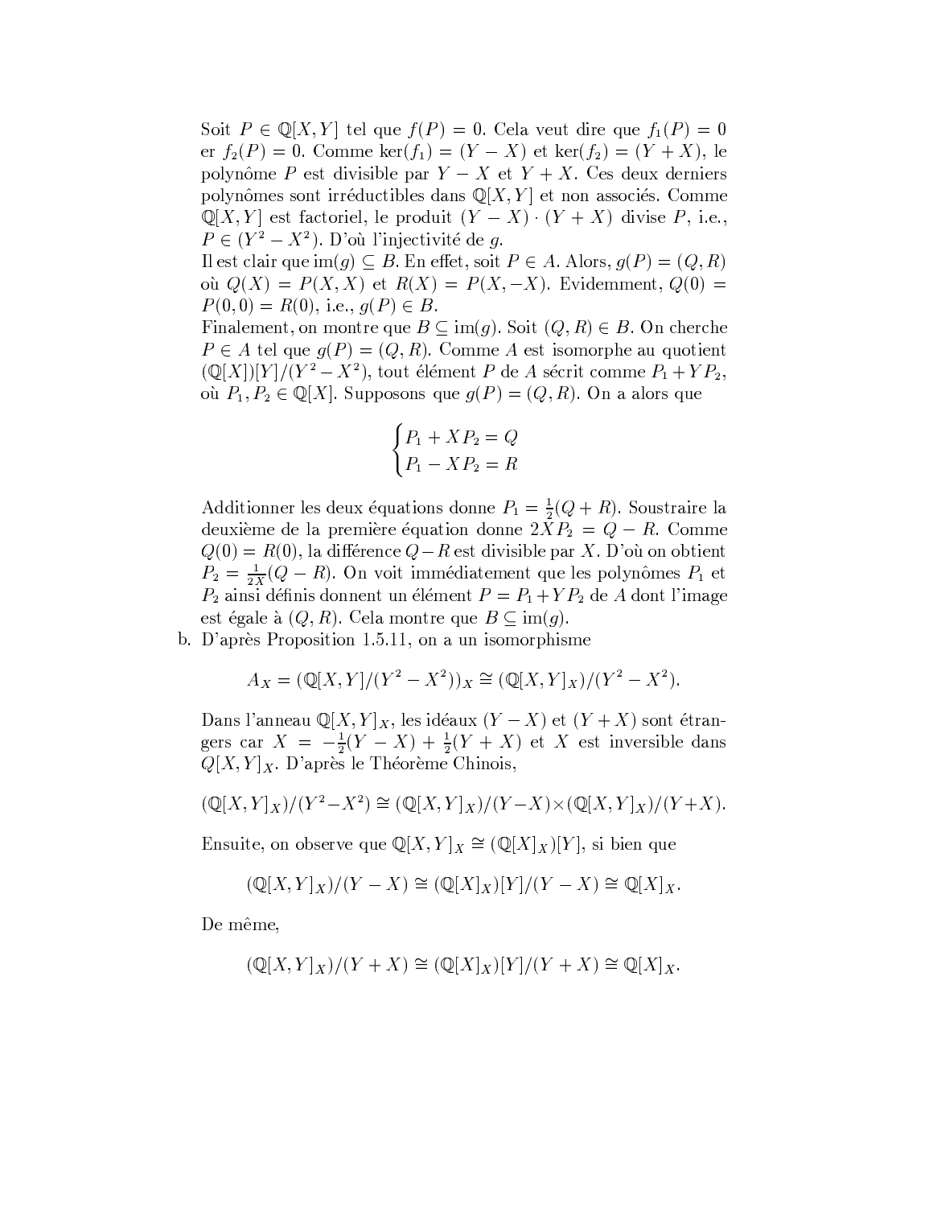Soit $P \in \mathbb{Q}[X,Y]$ tel que $f(P) = 0$. Cela veut dire que $f_1(P) = 0$ er $f_2(P) = 0$. Comme $\ker(f_1) = (Y - X)$ et $\ker(f_2) = (Y + X)$, le polynôme $P$ est divisible par $Y - X$ et $Y + X$. Ces deux derniers polynômes sont irréductibles dans $\mathbb{Q}[X,Y]$ et non associés. Comme $\mathbb{Q}[X,Y]$ est factoriel, le produit $(Y - X) \cdot (Y + X)$ divise $P$, i.e., $P \in (Y^2 - X^2)$. D'où l'injectivité de $g$.

Il est clair que $\text{im}(g) \subseteq B$. En effet, soit $P \in A$. Alors, $g(P) = (Q, R)$ où $Q(X) = P(X, X)$ et $R(X) = P(X, -X)$. Evidemment, $Q(0) = P(0,0) = R(0)$, i.e., $g(P) \in B$.

Finalement, on montre que $B \subseteq \text{im}(g)$. Soit $(Q, R) \in B$. On cherche $P \in A$ tel que $g(P) = (Q, R)$. Comme $A$ est isomorphe au quotient $(\mathbb{Q}[X])[Y]/(Y^2 - X^2)$, tout élément $P$ de $A$ sécrit comme $P_1 + YP_2$, où $P_1, P_2 \in \mathbb{Q}[X]$. Supposons que $g(P) = (Q, R)$. On a alors que

$$\begin{cases} P_1 + XP_2 = Q \\ P_1 - XP_2 = R \end{cases}$$

Additionner les deux équations donne $P_1 = \frac{1}{2}(Q + R)$. Soustraire la deuxième de la première équation donne $2XP_2 = Q - R$. Comme $Q(0) = R(0)$, la différence $Q - R$ est divisible par $X$. D'où on obtient $P_2 = \frac{1}{2X}(Q - R)$. On voit immédiatement que les polynômes $P_1$ et $P_2$ ainsi définis donnent un élément $P = P_1 + YP_2$ de $A$ dont l'image est égale à $(Q, R)$. Cela montre que $B \subseteq \text{im}(g)$.

b. D'après Proposition 1.5.11, on a un isomorphisme

$$A_X = (\mathbb{Q}[X,Y]/(Y^2 - X^2))_X \cong (\mathbb{Q}[X,Y]_X)/(Y^2 - X^2).$$

Dans l'anneau $\mathbb{Q}[X,Y]_X$, les idéaux $(Y - X)$ et $(Y + X)$ sont étrangers car $X = -\frac{1}{2}(Y - X) + \frac{1}{2}(Y + X)$ et $X$ est inversible dans $Q[X,Y]_X$. D'après le Théorème Chinois,

$$(\mathbb{Q}[X,Y]_X)/(Y^2 - X^2) \cong (\mathbb{Q}[X,Y]_X)/(Y - X) \times (\mathbb{Q}[X,Y]_X)/(Y + X).$$

Ensuite, on observe que $\mathbb{Q}[X,Y]_X \cong (\mathbb{Q}[X]_X)[Y]$, si bien que

$$(\mathbb{Q}[X,Y]_X)/(Y - X) \cong (\mathbb{Q}[X]_X)[Y]/(Y - X) \cong \mathbb{Q}[X]_X.$$

De même,

$$(\mathbb{Q}[X,Y]_X)/(Y + X) \cong (\mathbb{Q}[X]_X)[Y]/(Y + X) \cong \mathbb{Q}[X]_X.$$